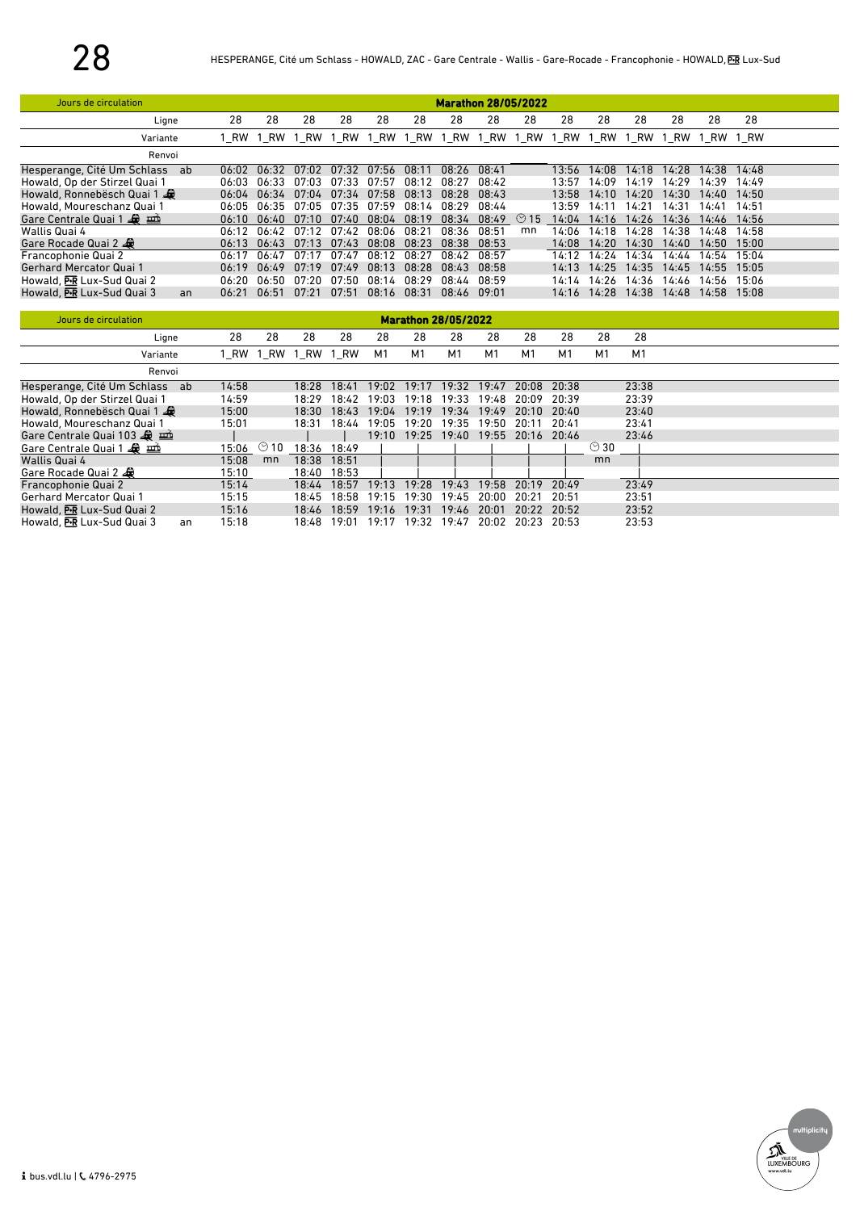# 28

HESPERANGE, Cité um Schlass - HOWALD, ZAC - Gare Centrale - Wallis - Gare-Rocade - Francophonie - HOWALD, P+R Lux-Sud

| Jours de circulation | | Marathon 28/05/2022 | | | | | | | | | | | | | | |
|---|---|---|---|---|---|---|---|---|---|---|---|---|---|---|---|---|
| Ligne | | 28 | 28 | 28 | 28 | 28 | 28 | 28 | 28 | 28 | 28 | 28 | 28 | 28 | 28 | 28 |
| Variante | | 1_RW | 1_RW | 1_RW | 1_RW | 1_RW | 1_RW | 1_RW | 1_RW | 1_RW | 1_RW | 1_RW | 1_RW | 1_RW | 1_RW | 1_RW |
| Renvoi | | | | | | | | | | | | | | | | |
| Hesperange, Cité Um Schlass | ab | 06:02 | 06:32 | 07:02 | 07:32 | 07:56 | 08:11 | 08:26 | 08:41 | | 13:56 | 14:08 | 14:18 | 14:28 | 14:38 | 14:48 |
| Howald, Op der Stirzel Quai 1 | | 06:03 | 06:33 | 07:03 | 07:33 | 07:57 | 08:12 | 08:27 | 08:42 | | 13:57 | 14:09 | 14:19 | 14:29 | 14:39 | 14:49 |
| Howald, Ronnebësch Quai 1 | | 06:04 | 06:34 | 07:04 | 07:34 | 07:58 | 08:13 | 08:28 | 08:43 | | 13:58 | 14:10 | 14:20 | 14:30 | 14:40 | 14:50 |
| Howald, Moureschanz Quai 1 | | 06:05 | 06:35 | 07:05 | 07:35 | 07:59 | 08:14 | 08:29 | 08:44 | | 13:59 | 14:11 | 14:21 | 14:31 | 14:41 | 14:51 |
| Gare Centrale Quai 1 | | 06:10 | 06:40 | 07:10 | 07:40 | 08:04 | 08:19 | 08:34 | 08:49 | ⏲15 | 14:04 | 14:16 | 14:26 | 14:36 | 14:46 | 14:56 |
| Wallis Quai 4 | | 06:12 | 06:42 | 07:12 | 07:42 | 08:06 | 08:21 | 08:36 | 08:51 | mn | 14:06 | 14:18 | 14:28 | 14:38 | 14:48 | 14:58 |
| Gare Rocade Quai 2 | | 06:13 | 06:43 | 07:13 | 07:43 | 08:08 | 08:23 | 08:38 | 08:53 | | 14:08 | 14:20 | 14:30 | 14:40 | 14:50 | 15:00 |
| Francophonie Quai 2 | | 06:17 | 06:47 | 07:17 | 07:47 | 08:12 | 08:27 | 08:42 | 08:57 | | 14:12 | 14:24 | 14:34 | 14:44 | 14:54 | 15:04 |
| Gerhard Mercator Quai 1 | | 06:19 | 06:49 | 07:19 | 07:49 | 08:13 | 08:28 | 08:43 | 08:58 | | 14:13 | 14:25 | 14:35 | 14:45 | 14:55 | 15:05 |
| Howald, P+R Lux-Sud Quai 2 | | 06:20 | 06:50 | 07:20 | 07:50 | 08:14 | 08:29 | 08:44 | 08:59 | | 14:14 | 14:26 | 14:36 | 14:46 | 14:56 | 15:06 |
| Howald, P+R Lux-Sud Quai 3 | an | 06:21 | 06:51 | 07:21 | 07:51 | 08:16 | 08:31 | 08:46 | 09:01 | | 14:16 | 14:28 | 14:38 | 14:48 | 14:58 | 15:08 |

| Jours de circulation | | Marathon 28/05/2022 | | | | | | | | | | | |
|---|---|---|---|---|---|---|---|---|---|---|---|---|---|
| Ligne | | 28 | 28 | 28 | 28 | 28 | 28 | 28 | 28 | 28 | 28 | 28 | 28 |
| Variante | | 1_RW | 1_RW | 1_RW | 1_RW | M1 | M1 | M1 | M1 | M1 | M1 | M1 | M1 |
| Renvoi | | | | | | | | | | | | | |
| Hesperange, Cité Um Schlass | ab | 14:58 | | 18:28 | 18:41 | 19:02 | 19:17 | 19:32 | 19:47 | 20:08 | 20:38 | | 23:38 |
| Howald, Op der Stirzel Quai 1 | | 14:59 | | 18:29 | 18:42 | 19:03 | 19:18 | 19:33 | 19:48 | 20:09 | 20:39 | | 23:39 |
| Howald, Ronnebësch Quai 1 | | 15:00 | | 18:30 | 18:43 | 19:04 | 19:19 | 19:34 | 19:49 | 20:10 | 20:40 | | 23:40 |
| Howald, Moureschanz Quai 1 | | 15:01 | | 18:31 | 18:44 | 19:05 | 19:20 | 19:35 | 19:50 | 20:11 | 20:41 | | 23:41 |
| Gare Centrale Quai 103 | | \| | | \| | \| | 19:10 | 19:25 | 19:40 | 19:55 | 20:16 | 20:46 | | 23:46 |
| Gare Centrale Quai 1 | | 15:06 | ⏲10 | 18:36 | 18:49 | \| | \| | \| | \| | \| | \| | ⏲30 | \| |
| Wallis Quai 4 | | 15:08 | mn | 18:38 | 18:51 | \| | \| | \| | \| | \| | \| | mn | \| |
| Gare Rocade Quai 2 | | 15:10 | | 18:40 | 18:53 | \| | \| | \| | \| | \| | \| | | \| |
| Francophonie Quai 2 | | 15:14 | | 18:44 | 18:57 | 19:13 | 19:28 | 19:43 | 19:58 | 20:19 | 20:49 | | 23:49 |
| Gerhard Mercator Quai 1 | | 15:15 | | 18:45 | 18:58 | 19:15 | 19:30 | 19:45 | 20:00 | 20:21 | 20:51 | | 23:51 |
| Howald, P+R Lux-Sud Quai 2 | | 15:16 | | 18:46 | 18:59 | 19:16 | 19:31 | 19:46 | 20:01 | 20:22 | 20:52 | | 23:52 |
| Howald, P+R Lux-Sud Quai 3 | an | 15:18 | | 18:48 | 19:01 | 19:17 | 19:32 | 19:47 | 20:02 | 20:23 | 20:53 | | 23:53 |

bus.vdl.lu | 4796-2975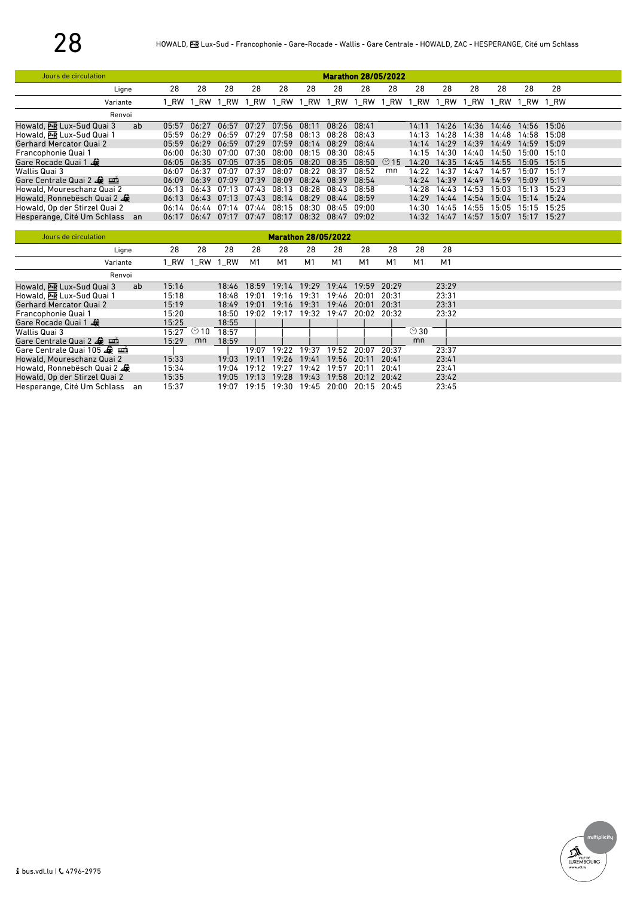# 28

HOWALD, P+R Lux-Sud - Francophonie - Gare-Rocade - Wallis - Gare Centrale - HOWALD, ZAC - HESPERANGE, Cité um Schlass

| Jours de circulation | | Marathon 28/05/2022 | | | | | | | | | | | | | | |
|---|---|---|---|---|---|---|---|---|---|---|---|---|---|---|---|---|
| Ligne | | 28 | 28 | 28 | 28 | 28 | 28 | 28 | 28 | 28 | 28 | 28 | 28 | 28 | 28 | 28 |
| Variante | | 1_RW | 1_RW | 1_RW | 1_RW | 1_RW | 1_RW | 1_RW | 1_RW | 1_RW | 1_RW | 1_RW | 1_RW | 1_RW | 1_RW | 1_RW |
| Renvoi | | | | | | | | | | | | | | | | |
| Howald, P+R Lux-Sud Quai 3 | ab | 05:57 | 06:27 | 06:57 | 07:27 | 07:56 | 08:11 | 08:26 | 08:41 | | 14:11 | 14:26 | 14:36 | 14:46 | 14:56 | 15:06 |
| Howald, P+R Lux-Sud Quai 1 | | 05:59 | 06:29 | 06:59 | 07:29 | 07:58 | 08:13 | 08:28 | 08:43 | | 14:13 | 14:28 | 14:38 | 14:48 | 14:58 | 15:08 |
| Gerhard Mercator Quai 2 | | 05:59 | 06:29 | 06:59 | 07:29 | 07:59 | 08:14 | 08:29 | 08:44 | | 14:14 | 14:29 | 14:39 | 14:49 | 14:59 | 15:09 |
| Francophonie Quai 1 | | 06:00 | 06:30 | 07:00 | 07:30 | 08:00 | 08:15 | 08:30 | 08:45 | | 14:15 | 14:30 | 14:40 | 14:50 | 15:00 | 15:10 |
| Gare Rocade Quai 1 | | 06:05 | 06:35 | 07:05 | 07:35 | 08:05 | 08:20 | 08:35 | 08:50 | ⏲15 | 14:20 | 14:35 | 14:45 | 14:55 | 15:05 | 15:15 |
| Wallis Quai 3 | | 06:07 | 06:37 | 07:07 | 07:37 | 08:07 | 08:22 | 08:37 | 08:52 | mn | 14:22 | 14:37 | 14:47 | 14:57 | 15:07 | 15:17 |
| Gare Centrale Quai 2 | | 06:09 | 06:39 | 07:09 | 07:39 | 08:09 | 08:24 | 08:39 | 08:54 | | 14:24 | 14:39 | 14:49 | 14:59 | 15:09 | 15:19 |
| Howald, Moureschanz Quai 2 | | 06:13 | 06:43 | 07:13 | 07:43 | 08:13 | 08:28 | 08:43 | 08:58 | | 14:28 | 14:43 | 14:53 | 15:03 | 15:13 | 15:23 |
| Howald, Ronnebësch Quai 2 | | 06:13 | 06:43 | 07:13 | 07:43 | 08:14 | 08:29 | 08:44 | 08:59 | | 14:29 | 14:44 | 14:54 | 15:04 | 15:14 | 15:24 |
| Howald, Op der Stirzel Quai 2 | | 06:14 | 06:44 | 07:14 | 07:44 | 08:15 | 08:30 | 08:45 | 09:00 | | 14:30 | 14:45 | 14:55 | 15:05 | 15:15 | 15:25 |
| Hesperange, Cité Um Schlass | an | 06:17 | 06:47 | 07:17 | 07:47 | 08:17 | 08:32 | 08:47 | 09:02 | | 14:32 | 14:47 | 14:57 | 15:07 | 15:17 | 15:27 |

| Jours de circulation | | Marathon 28/05/2022 | | | | | | | | | | |
|---|---|---|---|---|---|---|---|---|---|---|---|---|
| Ligne | | 28 | 28 | 28 | 28 | 28 | 28 | 28 | 28 | 28 | 28 | 28 |
| Variante | | 1_RW | 1_RW | 1_RW | M1 | M1 | M1 | M1 | M1 | M1 | M1 | M1 |
| Renvoi | | | | | | | | | | | | |
| Howald, P+R Lux-Sud Quai 3 | ab | 15:16 | | 18:46 | 18:59 | 19:14 | 19:29 | 19:44 | 19:59 | 20:29 | | 23:29 |
| Howald, P+R Lux-Sud Quai 1 | | 15:18 | | 18:48 | 19:01 | 19:16 | 19:31 | 19:46 | 20:01 | 20:31 | | 23:31 |
| Gerhard Mercator Quai 2 | | 15:19 | | 18:49 | 19:01 | 19:16 | 19:31 | 19:46 | 20:01 | 20:31 | | 23:31 |
| Francophonie Quai 1 | | 15:20 | | 18:50 | 19:02 | 19:17 | 19:32 | 19:47 | 20:02 | 20:32 | | 23:32 |
| Gare Rocade Quai 1 | | 15:25 | | 18:55 | \| | \| | \| | \| | \| | \| | | \| |
| Wallis Quai 3 | | 15:27 | ⏲10 | 18:57 | \| | \| | \| | \| | \| | \| | ⏲30 | \| |
| Gare Centrale Quai 2 | | 15:29 | mn | 18:59 | \| | \| | \| | \| | \| | \| | mn | \| |
| Gare Centrale Quai 105 | | \| | | \| | 19:07 | 19:22 | 19:37 | 19:52 | 20:07 | 20:37 | | 23:37 |
| Howald, Moureschanz Quai 2 | | 15:33 | | 19:03 | 19:11 | 19:26 | 19:41 | 19:56 | 20:11 | 20:41 | | 23:41 |
| Howald, Ronnebësch Quai 2 | | 15:34 | | 19:04 | 19:12 | 19:27 | 19:42 | 19:57 | 20:11 | 20:41 | | 23:41 |
| Howald, Op der Stirzel Quai 2 | | 15:35 | | 19:05 | 19:13 | 19:28 | 19:43 | 19:58 | 20:12 | 20:42 | | 23:42 |
| Hesperange, Cité Um Schlass | an | 15:37 | | 19:07 | 19:15 | 19:30 | 19:45 | 20:00 | 20:15 | 20:45 | | 23:45 |

bus.vdl.lu | 4796-2975